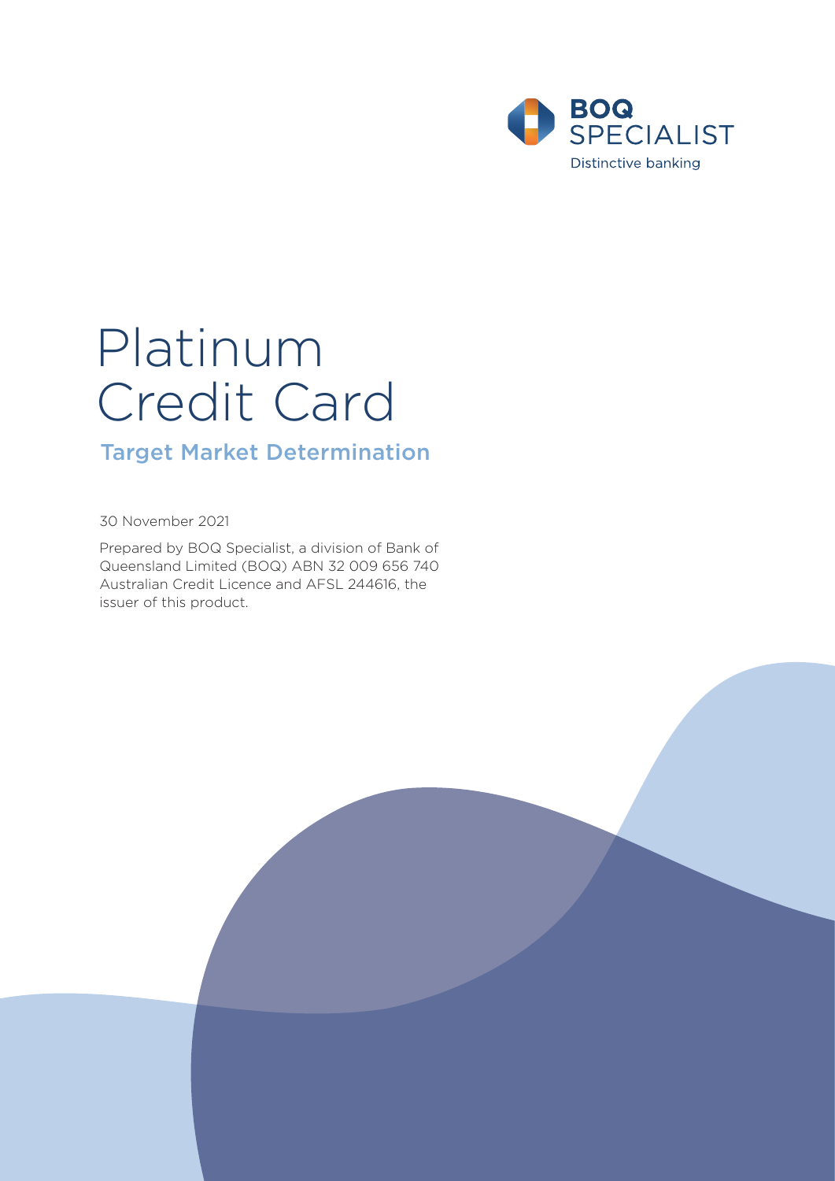BOQ SPECIALIST

Distinctive banking

# Platinum Credit Card

## Target Market Determination

30 November 2021

Prepared by BOQ Specialist, a division of Bank of Queensland Limited (BOQ) ABN 32 009 656 740 Australian Credit Licence and AFSL 244616, the issuer of this product.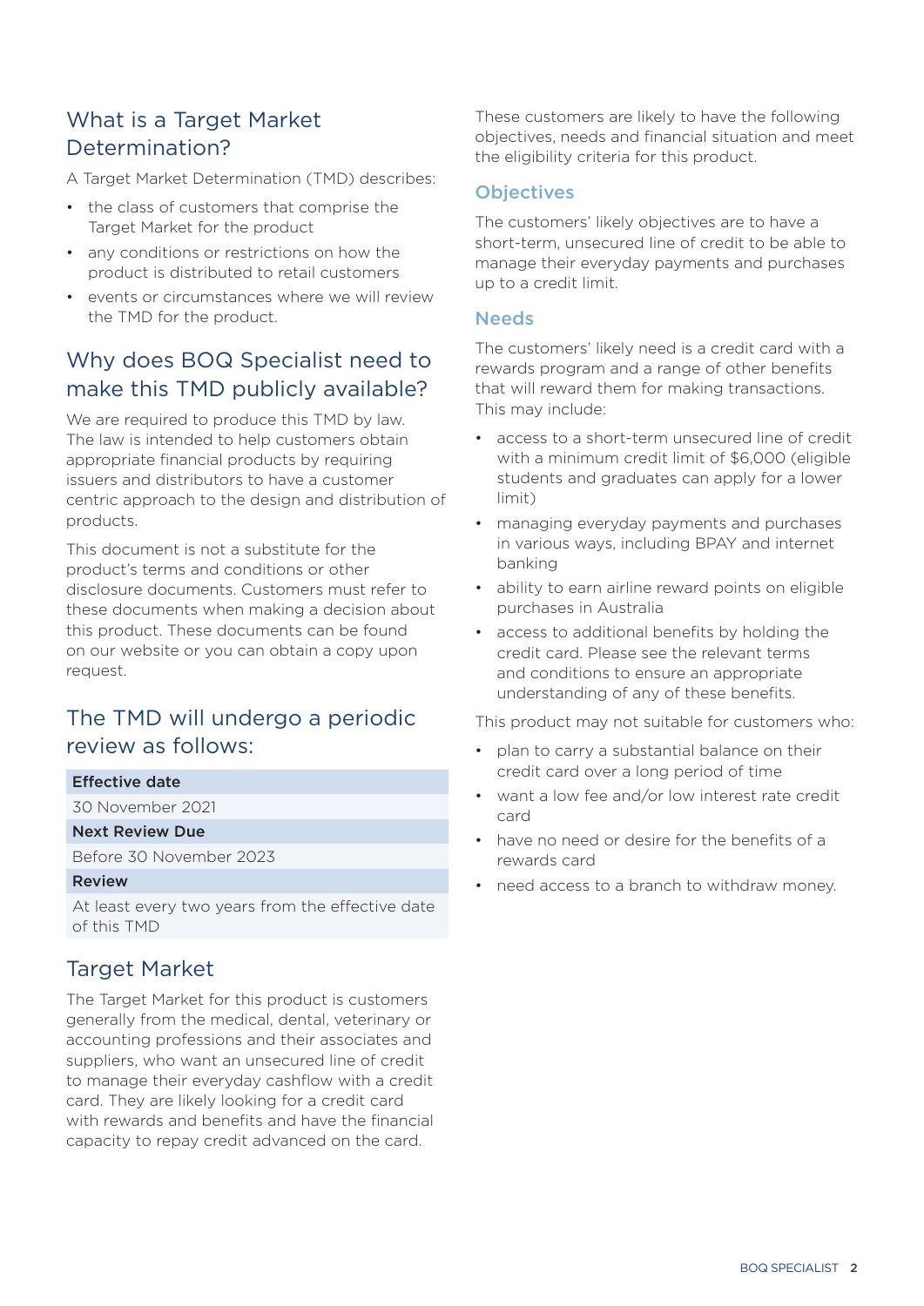## What is a Target Market Determination?

A Target Market Determination (TMD) describes:

- the class of customers that comprise the Target Market for the product
- any conditions or restrictions on how the product is distributed to retail customers
- events or circumstances where we will review the TMD for the product.

## Why does BOQ Specialist need to make this TMD publicly available?

We are required to produce this TMD by law. The law is intended to help customers obtain appropriate financial products by requiring issuers and distributors to have a customer centric approach to the design and distribution of products.

This document is not a substitute for the product's terms and conditions or other disclosure documents. Customers must refer to these documents when making a decision about this product. These documents can be found on our website or you can obtain a copy upon request.

## The TMD will undergo a periodic review as follows:

| **Effective date** |
|---|
| 30 November 2021 |
| **Next Review Due** |
| Before 30 November 2023 |
| **Review** |
| At least every two years from the effective date of this TMD |

## Target Market

The Target Market for this product is customers generally from the medical, dental, veterinary or accounting professions and their associates and suppliers, who want an unsecured line of credit to manage their everyday cashflow with a credit card. They are likely looking for a credit card with rewards and benefits and have the financial capacity to repay credit advanced on the card.

These customers are likely to have the following objectives, needs and financial situation and meet the eligibility criteria for this product.

### Objectives

The customers' likely objectives are to have a short-term, unsecured line of credit to be able to manage their everyday payments and purchases up to a credit limit.

### Needs

The customers' likely need is a credit card with a rewards program and a range of other benefits that will reward them for making transactions. This may include:

- access to a short-term unsecured line of credit with a minimum credit limit of $6,000 (eligible students and graduates can apply for a lower limit)
- managing everyday payments and purchases in various ways, including BPAY and internet banking
- ability to earn airline reward points on eligible purchases in Australia
- access to additional benefits by holding the credit card. Please see the relevant terms and conditions to ensure an appropriate understanding of any of these benefits.

This product may not suitable for customers who:

- plan to carry a substantial balance on their credit card over a long period of time
- want a low fee and/or low interest rate credit card
- have no need or desire for the benefits of a rewards card
- need access to a branch to withdraw money.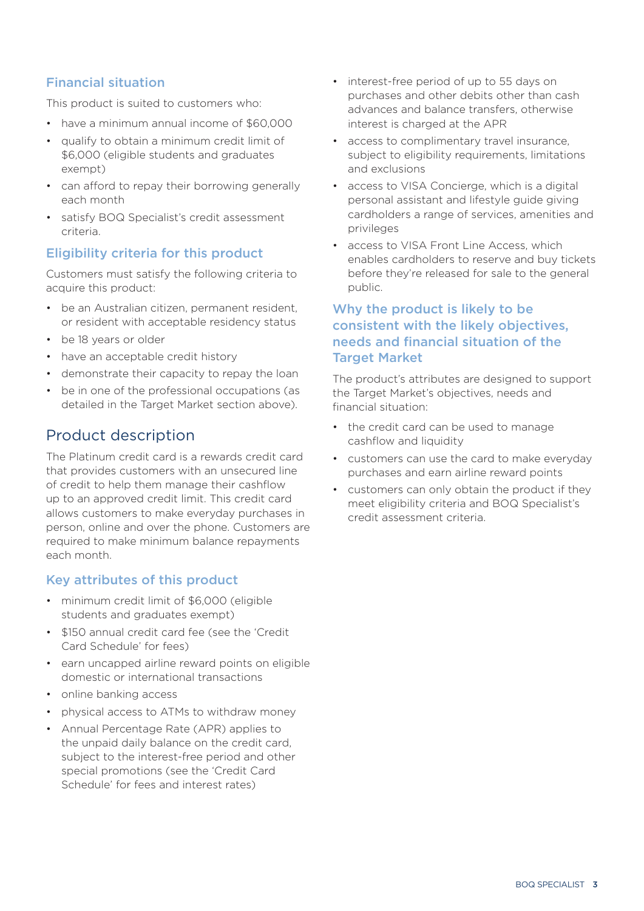### Financial situation

This product is suited to customers who:

- have a minimum annual income of $60,000
- qualify to obtain a minimum credit limit of $6,000 (eligible students and graduates exempt)
- can afford to repay their borrowing generally each month
- satisfy BOQ Specialist's credit assessment criteria.

### Eligibility criteria for this product

Customers must satisfy the following criteria to acquire this product:

- be an Australian citizen, permanent resident, or resident with acceptable residency status
- be 18 years or older
- have an acceptable credit history
- demonstrate their capacity to repay the loan
- be in one of the professional occupations (as detailed in the Target Market section above).

## Product description

The Platinum credit card is a rewards credit card that provides customers with an unsecured line of credit to help them manage their cashflow up to an approved credit limit. This credit card allows customers to make everyday purchases in person, online and over the phone. Customers are required to make minimum balance repayments each month.

### Key attributes of this product

- minimum credit limit of $6,000 (eligible students and graduates exempt)
- $150 annual credit card fee (see the 'Credit Card Schedule' for fees)
- earn uncapped airline reward points on eligible domestic or international transactions
- online banking access
- physical access to ATMs to withdraw money
- Annual Percentage Rate (APR) applies to the unpaid daily balance on the credit card, subject to the interest-free period and other special promotions (see the 'Credit Card Schedule' for fees and interest rates)
- interest-free period of up to 55 days on purchases and other debits other than cash advances and balance transfers, otherwise interest is charged at the APR
- access to complimentary travel insurance, subject to eligibility requirements, limitations and exclusions
- access to VISA Concierge, which is a digital personal assistant and lifestyle guide giving cardholders a range of services, amenities and privileges
- access to VISA Front Line Access, which enables cardholders to reserve and buy tickets before they're released for sale to the general public.

### Why the product is likely to be consistent with the likely objectives, needs and financial situation of the Target Market

The product's attributes are designed to support the Target Market's objectives, needs and financial situation:

- the credit card can be used to manage cashflow and liquidity
- customers can use the card to make everyday purchases and earn airline reward points
- customers can only obtain the product if they meet eligibility criteria and BOQ Specialist's credit assessment criteria.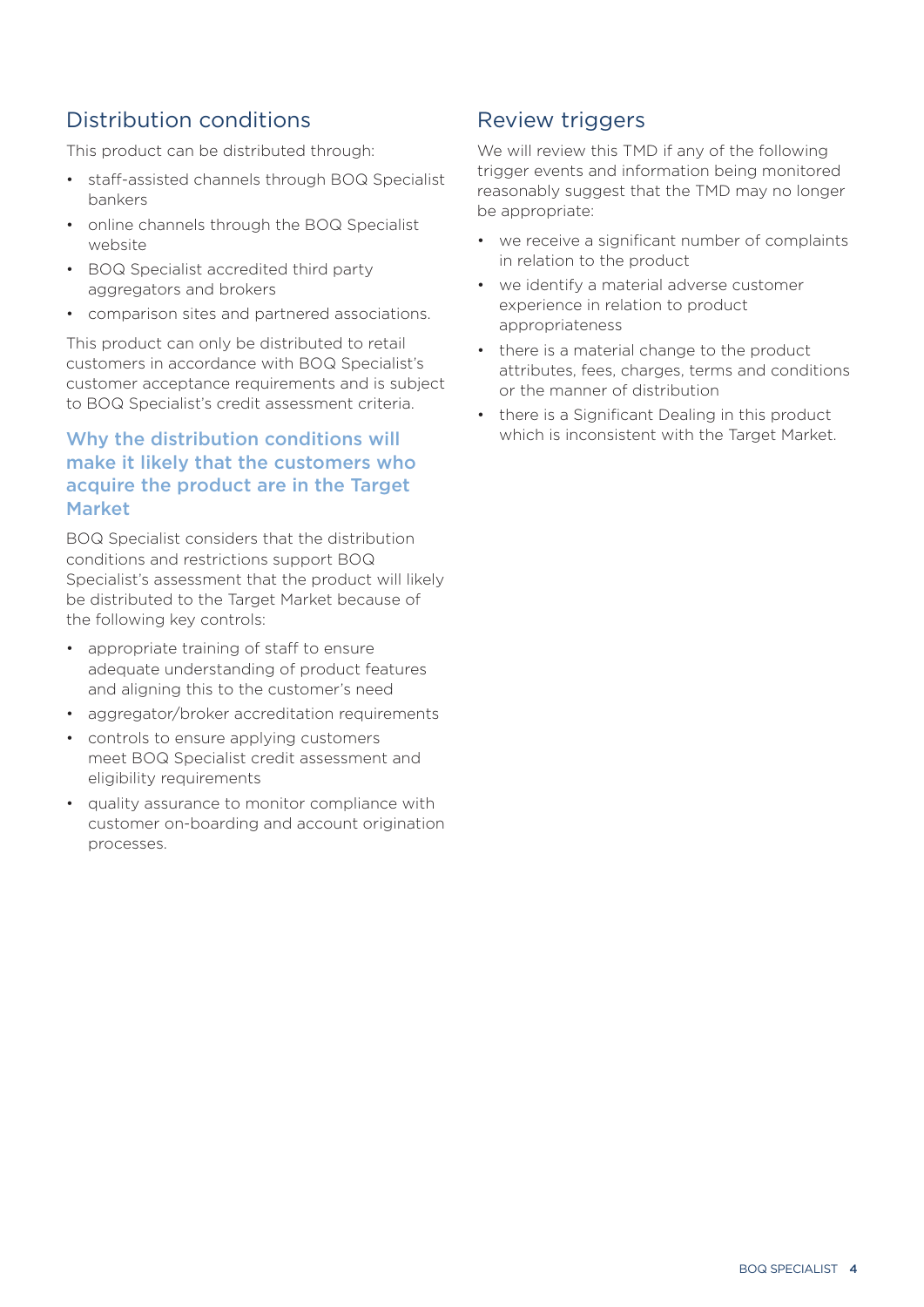## Distribution conditions

This product can be distributed through:

- staff-assisted channels through BOQ Specialist bankers
- online channels through the BOQ Specialist website
- BOQ Specialist accredited third party aggregators and brokers
- comparison sites and partnered associations.

This product can only be distributed to retail customers in accordance with BOQ Specialist's customer acceptance requirements and is subject to BOQ Specialist's credit assessment criteria.

### Why the distribution conditions will make it likely that the customers who acquire the product are in the Target Market

BOQ Specialist considers that the distribution conditions and restrictions support BOQ Specialist's assessment that the product will likely be distributed to the Target Market because of the following key controls:

- appropriate training of staff to ensure adequate understanding of product features and aligning this to the customer's need
- aggregator/broker accreditation requirements
- controls to ensure applying customers meet BOQ Specialist credit assessment and eligibility requirements
- quality assurance to monitor compliance with customer on-boarding and account origination processes.

## Review triggers

We will review this TMD if any of the following trigger events and information being monitored reasonably suggest that the TMD may no longer be appropriate:

- we receive a significant number of complaints in relation to the product
- we identify a material adverse customer experience in relation to product appropriateness
- there is a material change to the product attributes, fees, charges, terms and conditions or the manner of distribution
- there is a Significant Dealing in this product which is inconsistent with the Target Market.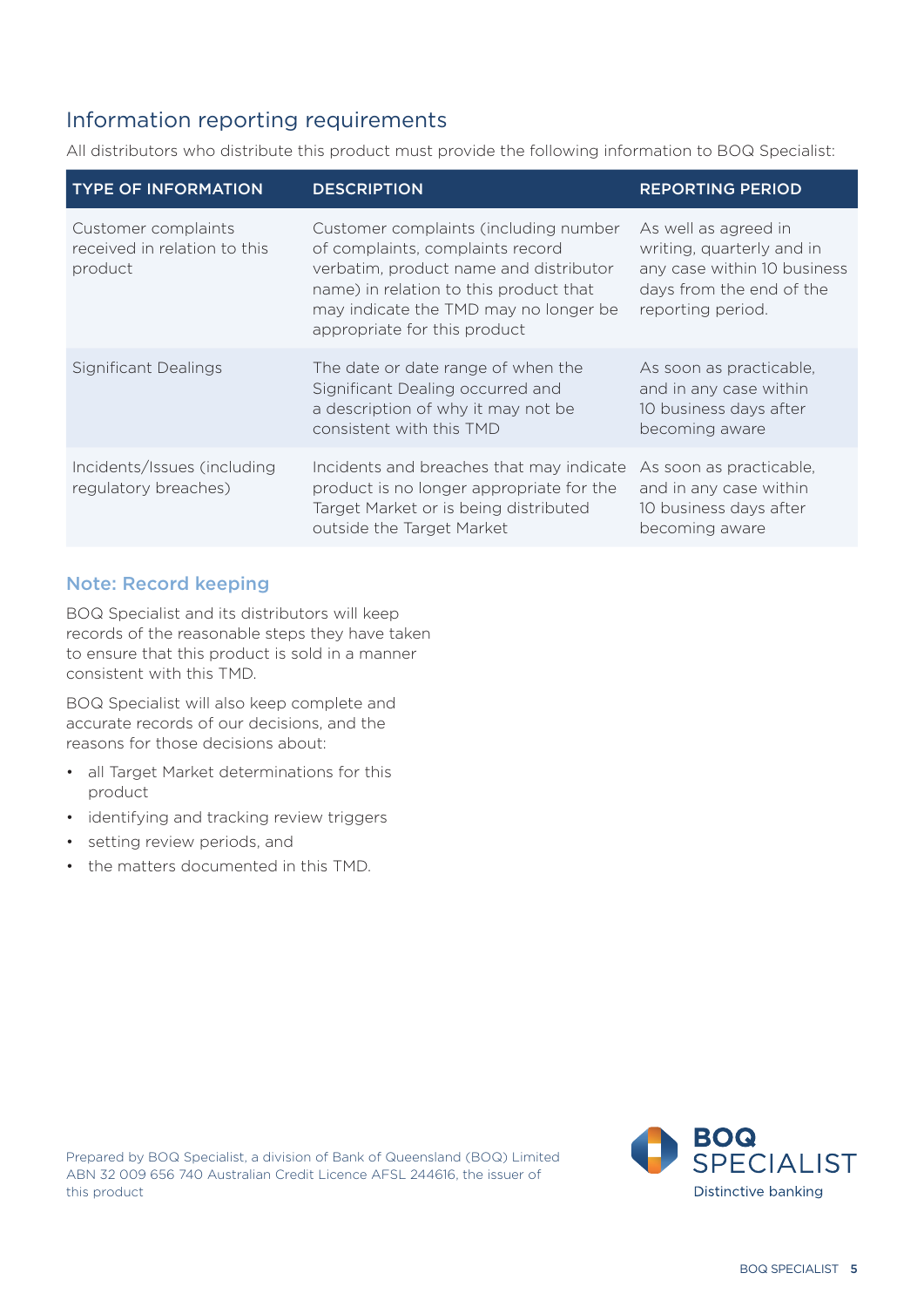## Information reporting requirements

All distributors who distribute this product must provide the following information to BOQ Specialist:

| TYPE OF INFORMATION | DESCRIPTION | REPORTING PERIOD |
|---|---|---|
| Customer complaints received in relation to this product | Customer complaints (including number of complaints, complaints record verbatim, product name and distributor name) in relation to this product that may indicate the TMD may no longer be appropriate for this product | As well as agreed in writing, quarterly and in any case within 10 business days from the end of the reporting period. |
| Significant Dealings | The date or date range of when the Significant Dealing occurred and a description of why it may not be consistent with this TMD | As soon as practicable, and in any case within 10 business days after becoming aware |
| Incidents/Issues (including regulatory breaches) | Incidents and breaches that may indicate product is no longer appropriate for the Target Market or is being distributed outside the Target Market | As soon as practicable, and in any case within 10 business days after becoming aware |

### Note: Record keeping

BOQ Specialist and its distributors will keep records of the reasonable steps they have taken to ensure that this product is sold in a manner consistent with this TMD.

BOQ Specialist will also keep complete and accurate records of our decisions, and the reasons for those decisions about:

- all Target Market determinations for this product
- identifying and tracking review triggers
- setting review periods, and
- the matters documented in this TMD.

Prepared by BOQ Specialist, a division of Bank of Queensland (BOQ) Limited ABN 32 009 656 740 Australian Credit Licence AFSL 244616, the issuer of this product

**BOQ SPECIALIST**
Distinctive banking